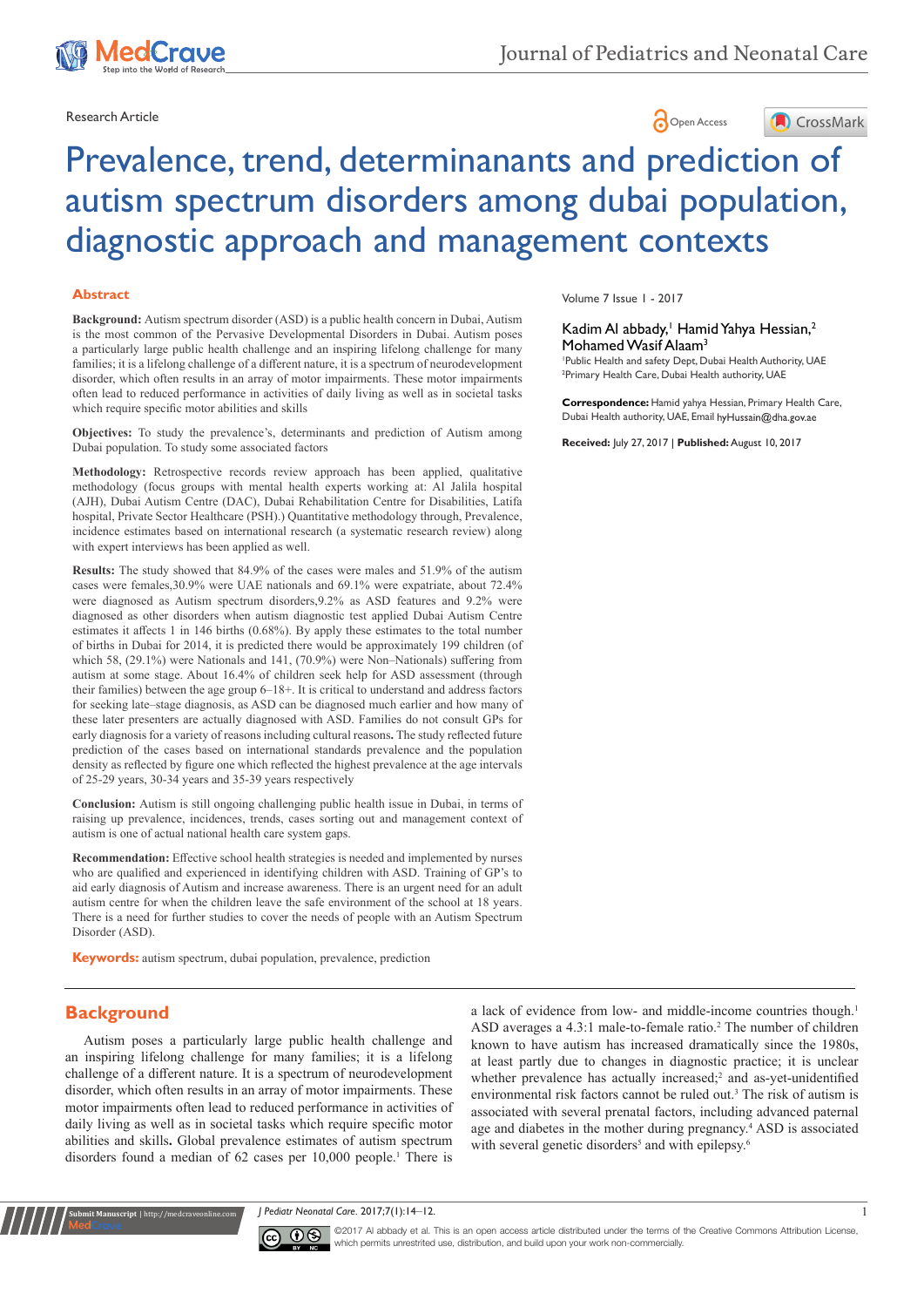Research Article

# Prevalence, trend, determinanants and prediction of autism spectrum disorders among dubai population, diagnostic approach and management contexts

## Abstract

**Background:** Autism spectrum disorder (ASD) is a public health concern in Dubai, Autism is the most common of the Pervasive Developmental Disorders in Dubai. Autism poses a particularly large public health challenge and an inspiring lifelong challenge for many families; it is a lifelong challenge of a different nature, it is a spectrum of neurodevelopment disorder, which often results in an array of motor impairments. These motor impairments often lead to reduced performance in activities of daily living as well as in societal tasks which require specific motor abilities and skills

**Objectives:** To study the prevalence's, determinants and prediction of Autism among Dubai population. To study some associated factors

**Methodology:** Retrospective records review approach has been applied, qualitative methodology (focus groups with mental health experts working at: Al Jalila hospital (AJH), Dubai Autism Centre (DAC), Dubai Rehabilitation Centre for Disabilities, Latifa hospital, Private Sector Healthcare (PSH).) Quantitative methodology through, Prevalence, incidence estimates based on international research (a systematic research review) along with expert interviews has been applied as well.

**Results:** The study showed that 84.9% of the cases were males and 51.9% of the autism cases were females,30.9% were UAE nationals and 69.1% were expatriate, about 72.4% were diagnosed as Autism spectrum disorders,9.2% as ASD features and 9.2% were diagnosed as other disorders when autism diagnostic test applied Dubai Autism Centre estimates it affects 1 in 146 births (0.68%). By apply these estimates to the total number of births in Dubai for 2014, it is predicted there would be approximately 199 children (of which 58, (29.1%) were Nationals and 141, (70.9%) were Non–Nationals) suffering from autism at some stage. About 16.4% of children seek help for ASD assessment (through their families) between the age group 6–18+. It is critical to understand and address factors for seeking late–stage diagnosis, as ASD can be diagnosed much earlier and how many of these later presenters are actually diagnosed with ASD. Families do not consult GPs for early diagnosis for a variety of reasons including cultural reasons**.** The study reflected future prediction of the cases based on international standards prevalence and the population density as reflected by figure one which reflected the highest prevalence at the age intervals of 25-29 years, 30-34 years and 35-39 years respectively

**Conclusion:** Autism is still ongoing challenging public health issue in Dubai, in terms of raising up prevalence, incidences, trends, cases sorting out and management context of autism is one of actual national health care system gaps.

**Recommendation:** Effective school health strategies is needed and implemented by nurses who are qualified and experienced in identifying children with ASD. Training of GP's to aid early diagnosis of Autism and increase awareness. There is an urgent need for an adult autism centre for when the children leave the safe environment of the school at 18 years. There is a need for further studies to cover the needs of people with an Autism Spectrum Disorder (ASD).

**Keywords:** autism spectrum, dubai population, prevalence, prediction

Volume 7 Issue 1 - 2017

Kadim Al abbady,[1] Hamid Yahya Hessian,[2] Mohamed Wasif Alaam[3]

[1]Public Health and safety Dept, Dubai Health Authority, UAE
[2]Primary Health Care, Dubai Health authority, UAE

**Correspondence:** Hamid yahya Hessian, Primary Health Care, Dubai Health authority, UAE, Email hyHussain@dha.gov.ae

**Received:** July 27, 2017 | **Published:** August 10, 2017

## Background

Autism poses a particularly large public health challenge and an inspiring lifelong challenge for many families; it is a lifelong challenge of a different nature. It is a spectrum of neurodevelopment disorder, which often results in an array of motor impairments. These motor impairments often lead to reduced performance in activities of daily living as well as in societal tasks which require specific motor abilities and skills**.** Global prevalence estimates of autism spectrum disorders found a median of 62 cases per 10,000 people.[1] There is a lack of evidence from low- and middle-income countries though.[1] ASD averages a 4.3:1 male-to-female ratio.[2] The number of children known to have autism has increased dramatically since the 1980s, at least partly due to changes in diagnostic practice; it is unclear whether prevalence has actually increased;[2] and as-yet-unidentified environmental risk factors cannot be ruled out.[3] The risk of autism is associated with several prenatal factors, including advanced paternal age and diabetes in the mother during pregnancy.[4] ASD is associated with several genetic disorders[5] and with epilepsy.[6]

©2017 Al abbady et al. This is an open access article distributed under the terms of the Creative Commons Attribution License, which permits unrestricted use, distribution, and build upon your work non-commercially.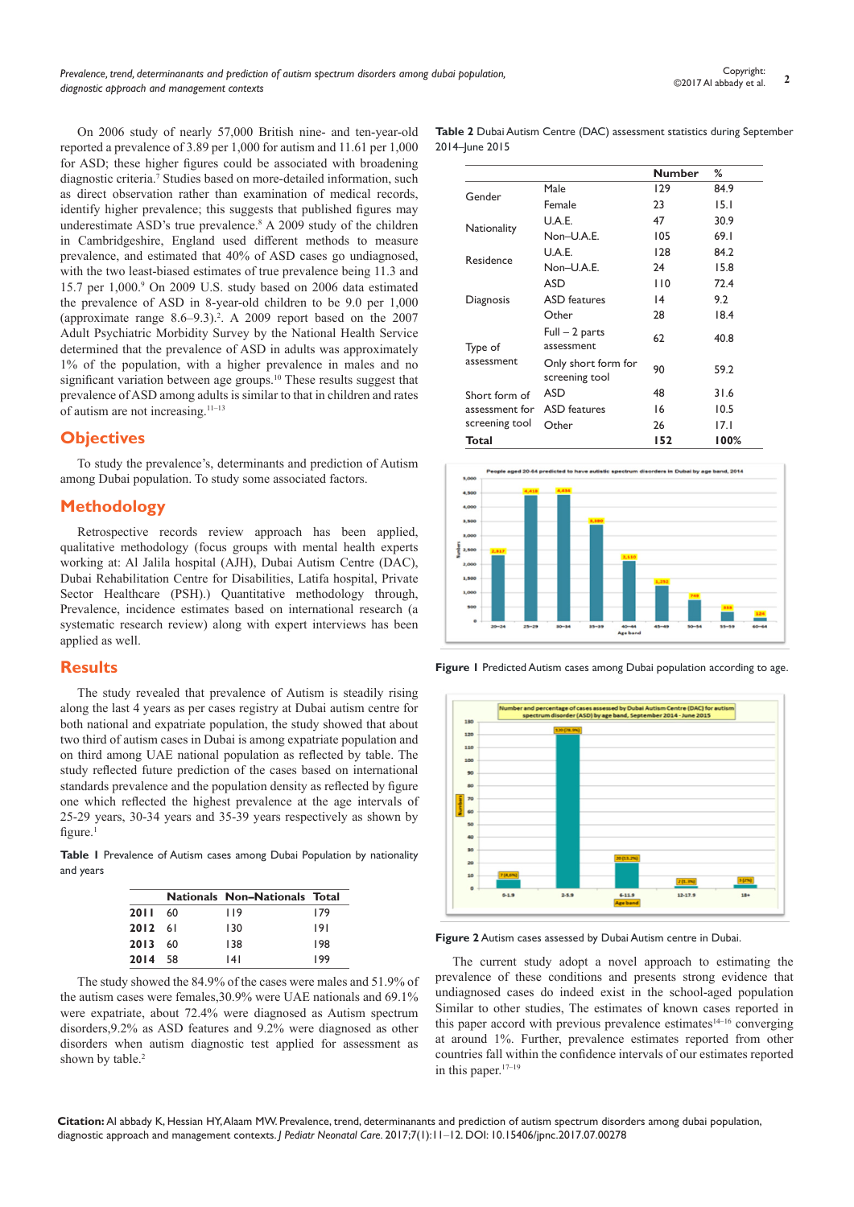On 2006 study of nearly 57,000 British nine- and ten-year-old reported a prevalence of 3.89 per 1,000 for autism and 11.61 per 1,000 for ASD; these higher figures could be associated with broadening diagnostic criteria.[7] Studies based on more-detailed information, such as direct observation rather than examination of medical records, identify higher prevalence; this suggests that published figures may underestimate ASD's true prevalence.[8] A 2009 study of the children in Cambridgeshire, England used different methods to measure prevalence, and estimated that 40% of ASD cases go undiagnosed, with the two least-biased estimates of true prevalence being 11.3 and 15.7 per 1,000.[9] On 2009 U.S. study based on 2006 data estimated the prevalence of ASD in 8-year-old children to be 9.0 per 1,000 (approximate range 8.6–9.3).[2]. A 2009 report based on the 2007 Adult Psychiatric Morbidity Survey by the National Health Service determined that the prevalence of ASD in adults was approximately 1% of the population, with a higher prevalence in males and no significant variation between age groups.[10] These results suggest that prevalence of ASD among adults is similar to that in children and rates of autism are not increasing.[11–13]

## Objectives

To study the prevalence's, determinants and prediction of Autism among Dubai population. To study some associated factors.

## Methodology

Retrospective records review approach has been applied, qualitative methodology (focus groups with mental health experts working at: Al Jalila hospital (AJH), Dubai Autism Centre (DAC), Dubai Rehabilitation Centre for Disabilities, Latifa hospital, Private Sector Healthcare (PSH).) Quantitative methodology through, Prevalence, incidence estimates based on international research (a systematic research review) along with expert interviews has been applied as well.

## Results

The study revealed that prevalence of Autism is steadily rising along the last 4 years as per cases registry at Dubai autism centre for both national and expatriate population, the study showed that about two third of autism cases in Dubai is among expatriate population and on third among UAE national population as reflected by table. The study reflected future prediction of the cases based on international standards prevalence and the population density as reflected by figure one which reflected the highest prevalence at the age intervals of 25-29 years, 30-34 years and 35-39 years respectively as shown by figure.[1]

**Table 1** Prevalence of Autism cases among Dubai Population by nationality and years

| | Nationals | Non–Nationals | Total |
|---|---|---|---|
| **2011** | 60 | 119 | 179 |
| **2012** | 61 | 130 | 191 |
| **2013** | 60 | 138 | 198 |
| **2014** | 58 | 141 | 199 |

The study showed that 84.9% of the cases were males and 51.9% of the autism cases were females,30.9% were UAE nationals and 69.1% were expatriate, about 72.4% were diagnosed as Autism spectrum disorders,9.2% as ASD features and 9.2% were diagnosed as other disorders when autism diagnostic test applied for assessment as shown by table.[2]

**Table 2** Dubai Autism Centre (DAC) assessment statistics during September 2014–June 2015

| | | Number | % |
|---|---|---|---|
| Gender | Male | 129 | 84.9 |
| | Female | 23 | 15.1 |
| Nationality | U.A.E. | 47 | 30.9 |
| | Non–U.A.E. | 105 | 69.1 |
| Residence | U.A.E. | 128 | 84.2 |
| | Non–U.A.E. | 24 | 15.8 |
| Diagnosis | ASD | 110 | 72.4 |
| | ASD features | 14 | 9.2 |
| | Other | 28 | 18.4 |
| Type of assessment | Full – 2 parts assessment | 62 | 40.8 |
| | Only short form for screening tool | 90 | 59.2 |
| Short form of assessment for screening tool | ASD | 48 | 31.6 |
| | ASD features | 16 | 10.5 |
| | Other | 26 | 17.1 |
| **Total** | | **152** | **100%** |

**Figure 1** Predicted Autism cases among Dubai population according to age.

**Figure 2** Autism cases assessed by Dubai Autism centre in Dubai.

The current study adopt a novel approach to estimating the prevalence of these conditions and presents strong evidence that undiagnosed cases do indeed exist in the school-aged population Similar to other studies, The estimates of known cases reported in this paper accord with previous prevalence estimates[14–16] converging at around 1%. Further, prevalence estimates reported from other countries fall within the confidence intervals of our estimates reported in this paper.[17–19]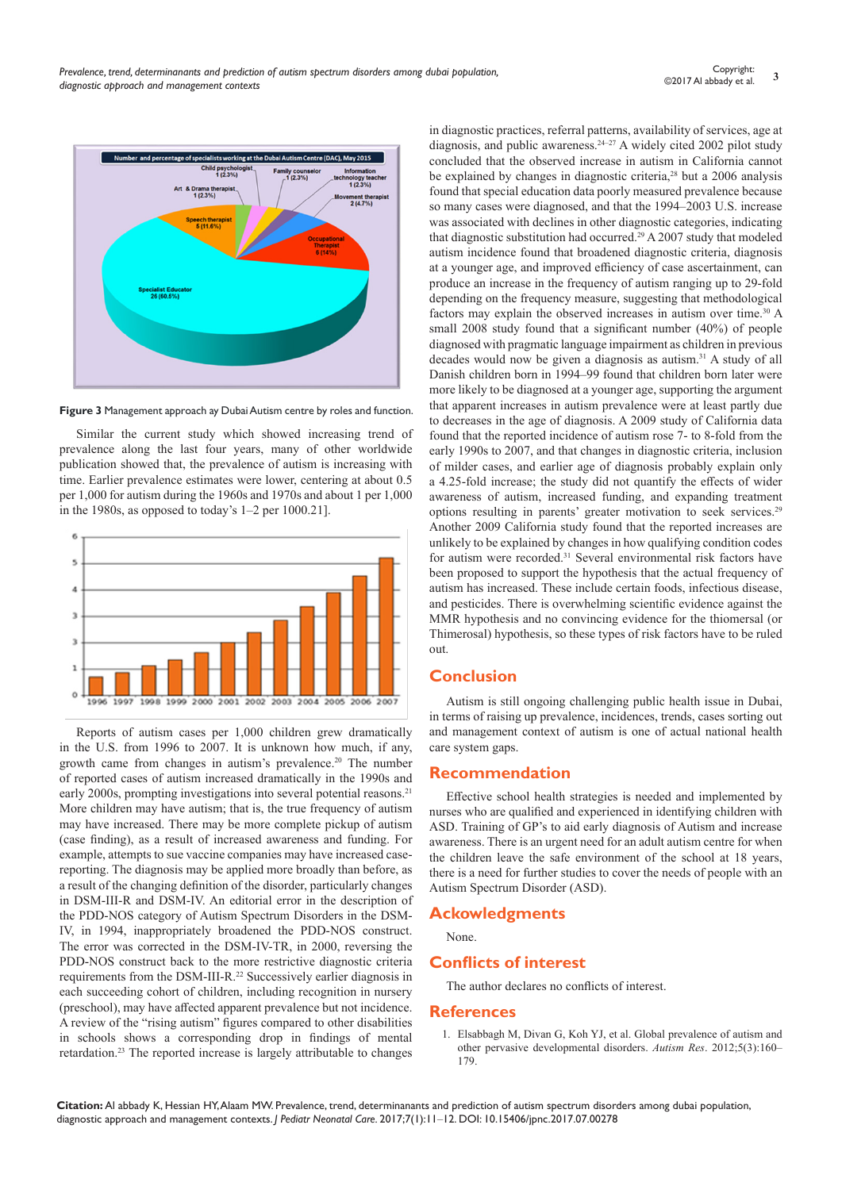Figure 3 Management approach ay Dubai Autism centre by roles and function.

Similar the current study which showed increasing trend of prevalence along the last four years, many of other worldwide publication showed that, the prevalence of autism is increasing with time. Earlier prevalence estimates were lower, centering at about 0.5 per 1,000 for autism during the 1960s and 1970s and about 1 per 1,000 in the 1980s, as opposed to today's 1–2 per 1000.21].

Reports of autism cases per 1,000 children grew dramatically in the U.S. from 1996 to 2007. It is unknown how much, if any, growth came from changes in autism's prevalence.[20] The number of reported cases of autism increased dramatically in the 1990s and early 2000s, prompting investigations into several potential reasons.[21] More children may have autism; that is, the true frequency of autism may have increased. There may be more complete pickup of autism (case finding), as a result of increased awareness and funding. For example, attempts to sue vaccine companies may have increased case-reporting. The diagnosis may be applied more broadly than before, as a result of the changing definition of the disorder, particularly changes in DSM-III-R and DSM-IV. An editorial error in the description of the PDD-NOS category of Autism Spectrum Disorders in the DSM-IV, in 1994, inappropriately broadened the PDD-NOS construct. The error was corrected in the DSM-IV-TR, in 2000, reversing the PDD-NOS construct back to the more restrictive diagnostic criteria requirements from the DSM-III-R.[22] Successively earlier diagnosis in each succeeding cohort of children, including recognition in nursery (preschool), may have affected apparent prevalence but not incidence. A review of the "rising autism" figures compared to other disabilities in schools shows a corresponding drop in findings of mental retardation.[23] The reported increase is largely attributable to changes in diagnostic practices, referral patterns, availability of services, age at diagnosis, and public awareness.[24–27] A widely cited 2002 pilot study concluded that the observed increase in autism in California cannot be explained by changes in diagnostic criteria,[28] but a 2006 analysis found that special education data poorly measured prevalence because so many cases were diagnosed, and that the 1994–2003 U.S. increase was associated with declines in other diagnostic categories, indicating that diagnostic substitution had occurred.[29] A 2007 study that modeled autism incidence found that broadened diagnostic criteria, diagnosis at a younger age, and improved efficiency of case ascertainment, can produce an increase in the frequency of autism ranging up to 29-fold depending on the frequency measure, suggesting that methodological factors may explain the observed increases in autism over time.[30] A small 2008 study found that a significant number (40%) of people diagnosed with pragmatic language impairment as children in previous decades would now be given a diagnosis as autism.[31] A study of all Danish children born in 1994–99 found that children born later were more likely to be diagnosed at a younger age, supporting the argument that apparent increases in autism prevalence were at least partly due to decreases in the age of diagnosis. A 2009 study of California data found that the reported incidence of autism rose 7- to 8-fold from the early 1990s to 2007, and that changes in diagnostic criteria, inclusion of milder cases, and earlier age of diagnosis probably explain only a 4.25-fold increase; the study did not quantify the effects of wider awareness of autism, increased funding, and expanding treatment options resulting in parents' greater motivation to seek services.[29] Another 2009 California study found that the reported increases are unlikely to be explained by changes in how qualifying condition codes for autism were recorded.[31] Several environmental risk factors have been proposed to support the hypothesis that the actual frequency of autism has increased. These include certain foods, infectious disease, and pesticides. There is overwhelming scientific evidence against the MMR hypothesis and no convincing evidence for the thiomersal (or Thimerosal) hypothesis, so these types of risk factors have to be ruled out.

## Conclusion

Autism is still ongoing challenging public health issue in Dubai, in terms of raising up prevalence, incidences, trends, cases sorting out and management context of autism is one of actual national health care system gaps.

## Recommendation

Effective school health strategies is needed and implemented by nurses who are qualified and experienced in identifying children with ASD. Training of GP's to aid early diagnosis of Autism and increase awareness. There is an urgent need for an adult autism centre for when the children leave the safe environment of the school at 18 years, there is a need for further studies to cover the needs of people with an Autism Spectrum Disorder (ASD).

## Ackowledgments

None.

## Conflicts of interest

The author declares no conflicts of interest.

## References

1. Elsabbagh M, Divan G, Koh YJ, et al. Global prevalence of autism and other pervasive developmental disorders. *Autism Res*. 2012;5(3):160–179.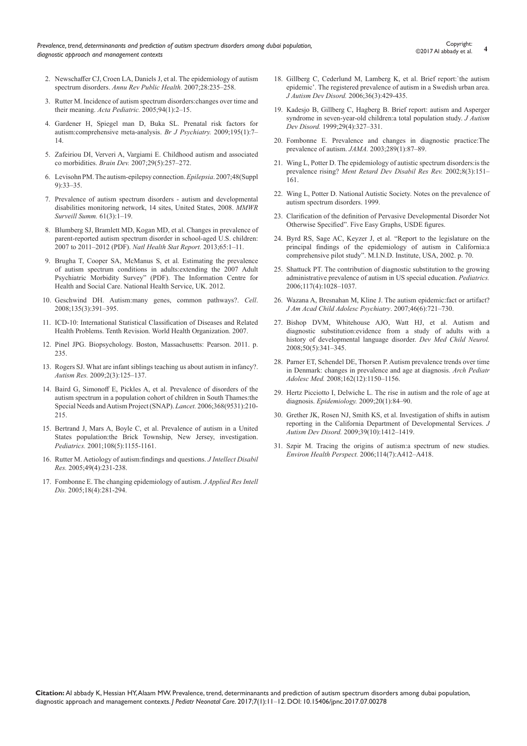2. Newschaffer CJ, Croen LA, Daniels J, et al. The epidemiology of autism spectrum disorders. *Annu Rev Public Health.* 2007;28:235–258.
3. Rutter M. Incidence of autism spectrum disorders:changes over time and their meaning. *Acta Pediatric.* 2005;94(1):2–15.
4. Gardener H, Spiegel man D, Buka SL. Prenatal risk factors for autism:comprehensive meta-analysis. *Br J Psychiatry.* 2009;195(1):7–14.
5. Zafeiriou DI, Ververi A, Vargiami E. Childhood autism and associated co morbidities. *Brain Dev.* 2007;29(5):257–272.
6. Levisohn PM. The autism-epilepsy connection. *Epilepsia*. 2007;48(Suppl 9):33–35.
7. Prevalence of autism spectrum disorders - autism and developmental disabilities monitoring network, 14 sites, United States, 2008. *MMWR Surveill Summ.* 61(3):1–19.
8. Blumberg SJ, Bramlett MD, Kogan MD, et al. Changes in prevalence of parent-reported autism spectrum disorder in school-aged U.S. children: 2007 to 2011–2012 (PDF). *Natl Health Stat Report.* 2013;65:1–11.
9. Brugha T, Cooper SA, McManus S, et al. Estimating the prevalence of autism spectrum conditions in adults:extending the 2007 Adult Psychiatric Morbidity Survey" (PDF). The Information Centre for Health and Social Care. National Health Service, UK. 2012.
10. Geschwind DH. Autism:many genes, common pathways?. *Cell*. 2008;135(3):391–395.
11. ICD-10: International Statistical Classification of Diseases and Related Health Problems. Tenth Revision. World Health Organization. 2007.
12. Pinel JPG. Biopsychology. Boston, Massachusetts: Pearson. 2011. p. 235.
13. Rogers SJ. What are infant siblings teaching us about autism in infancy?. *Autism Res.* 2009;2(3):125–137.
14. Baird G, Simonoff E, Pickles A, et al. Prevalence of disorders of the autism spectrum in a population cohort of children in South Thames:the Special Needs and Autism Project (SNAP). *Lancet.* 2006;368(9531):210-215.
15. Bertrand J, Mars A, Boyle C, et al. Prevalence of autism in a United States population:the Brick Township, New Jersey, investigation. *Pediatrics.* 2001;108(5):1155-1161.
16. Rutter M. Aetiology of autism:findings and questions. *J Intellect Disabil Res.* 2005;49(4):231-238.
17. Fombonne E. The changing epidemiology of autism. *J Applied Res Intell Dis.* 2005;18(4):281-294.
18. Gillberg C, Cederlund M, Lamberg K, et al. Brief report:`the autism epidemic'. The registered prevalence of autism in a Swedish urban area. *J Autism Dev Disord.* 2006;36(3):429-435.
19. Kadesjo B, Gillberg C, Hagberg B. Brief report: autism and Asperger syndrome in seven-year-old children:a total population study. *J Autism Dev Disord.* 1999;29(4):327–331.
20. Fombonne E. Prevalence and changes in diagnostic practice:The prevalence of autism. *JAMA.* 2003;289(1):87–89.
21. Wing L, Potter D. The epidemiology of autistic spectrum disorders:is the prevalence rising? *Ment Retard Dev Disabil Res Rev.* 2002;8(3):151–161.
22. Wing L, Potter D. National Autistic Society. Notes on the prevalence of autism spectrum disorders. 1999.
23. Clarification of the definition of Pervasive Developmental Disorder Not Otherwise Specified". Five Easy Graphs, USDE figures.
24. Byrd RS, Sage AC, Keyzer J, et al. "Report to the legislature on the principal findings of the epidemiology of autism in California:a comprehensive pilot study". M.I.N.D. Institute, USA, 2002. p. 70.
25. Shattuck PT. The contribution of diagnostic substitution to the growing administrative prevalence of autism in US special education. *Pediatrics.* 2006;117(4):1028–1037.
26. Wazana A, Bresnahan M, Kline J. The autism epidemic:fact or artifact? *J Am Acad Child Adolesc Psychiatry*. 2007;46(6):721–730.
27. Bishop DVM, Whitehouse AJO, Watt HJ, et al. Autism and diagnostic substitution:evidence from a study of adults with a history of developmental language disorder. *Dev Med Child Neurol.* 2008;50(5):341–345.
28. Parner ET, Schendel DE, Thorsen P. Autism prevalence trends over time in Denmark: changes in prevalence and age at diagnosis. *Arch Pediatr Adolesc Med.* 2008;162(12):1150–1156.
29. Hertz Picciotto I, Delwiche L. The rise in autism and the role of age at diagnosis. *Epidemiology.* 2009;20(1):84–90.
30. Grether JK, Rosen NJ, Smith KS, et al. Investigation of shifts in autism reporting in the California Department of Developmental Services. *J Autism Dev Disord.* 2009;39(10):1412–1419.
31. Szpir M. Tracing the origins of autism:a spectrum of new studies. *Environ Health Perspect.* 2006;114(7):A412–A418.